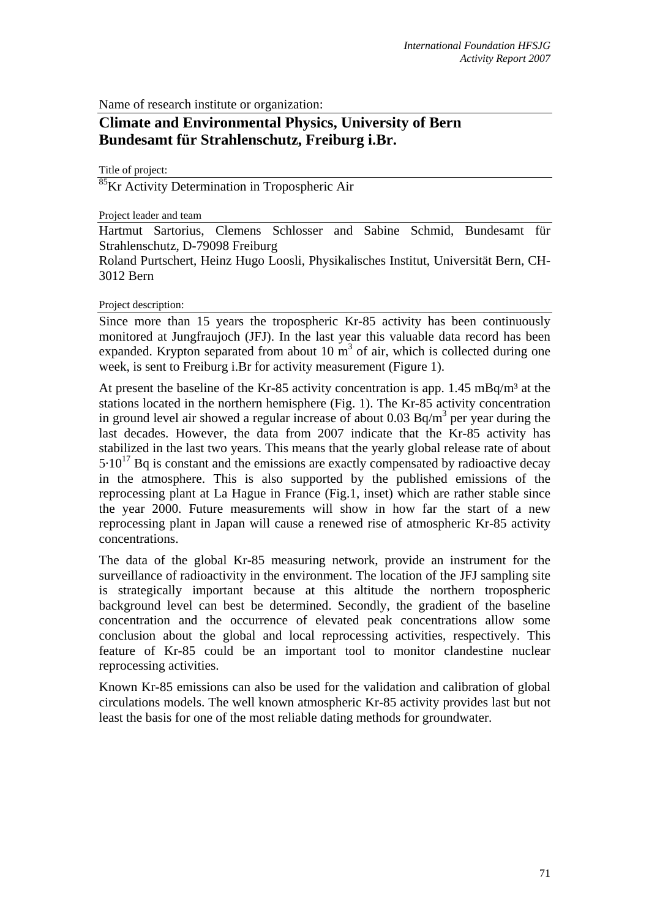Name of research institute or organization:

## Climate and Environmental Physics, University of Bern
## Bundesamt für Strahlenschutz, Freiburg i.Br.

Title of project:

$^{85}$Kr Activity Determination in Tropospheric Air

Project leader and team

Hartmut Sartorius, Clemens Schlosser and Sabine Schmid, Bundesamt für Strahlenschutz, D-79098 Freiburg

Roland Purtschert, Heinz Hugo Loosli, Physikalisches Institut, Universität Bern, CH-3012 Bern

Project description:

Since more than 15 years the tropospheric Kr-85 activity has been continuously monitored at Jungfraujoch (JFJ). In the last year this valuable data record has been expanded. Krypton separated from about 10 $m^3$ of air, which is collected during one week, is sent to Freiburg i.Br for activity measurement (Figure 1).

At present the baseline of the Kr-85 activity concentration is app. 1.45 mBq/m³ at the stations located in the northern hemisphere (Fig. 1). The Kr-85 activity concentration in ground level air showed a regular increase of about 0.03 Bq/$m^3$ per year during the last decades. However, the data from 2007 indicate that the Kr-85 activity has stabilized in the last two years. This means that the yearly global release rate of about $5 \cdot 10^{17}$ Bq is constant and the emissions are exactly compensated by radioactive decay in the atmosphere. This is also supported by the published emissions of the reprocessing plant at La Hague in France (Fig.1, inset) which are rather stable since the year 2000. Future measurements will show in how far the start of a new reprocessing plant in Japan will cause a renewed rise of atmospheric Kr-85 activity concentrations.

The data of the global Kr-85 measuring network, provide an instrument for the surveillance of radioactivity in the environment. The location of the JFJ sampling site is strategically important because at this altitude the northern tropospheric background level can best be determined. Secondly, the gradient of the baseline concentration and the occurrence of elevated peak concentrations allow some conclusion about the global and local reprocessing activities, respectively. This feature of Kr-85 could be an important tool to monitor clandestine nuclear reprocessing activities.

Known Kr-85 emissions can also be used for the validation and calibration of global circulations models. The well known atmospheric Kr-85 activity provides last but not least the basis for one of the most reliable dating methods for groundwater.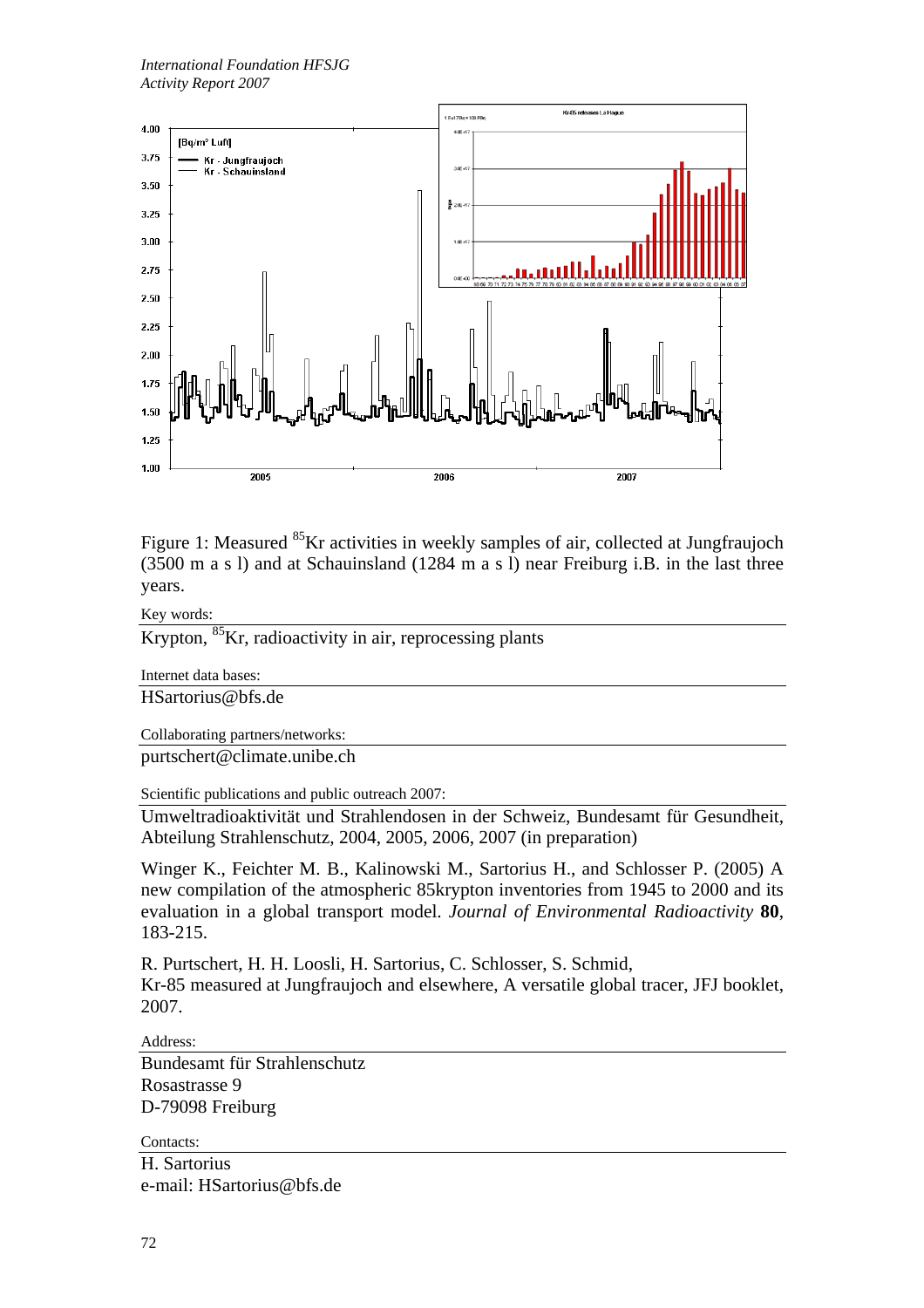4.00
[Bq/m³ Luft]
3.75
Kr - Jungfraujoch
Kr - Schauinsland
3.50
3.25
3.00
2.75
2.50
2.25
2.00
1.75
1.50
1.25
1.00
2005
2006
2007

Kr-85 releases La Hague

Figure 1: Measured $^{85}$Kr activities in weekly samples of air, collected at Jungfraujoch (3500 m a s l) and at Schauinsland (1284 m a s l) near Freiburg i.B. in the last three years.

Key words:

Krypton, $^{85}$Kr, radioactivity in air, reprocessing plants

Internet data bases:

HSartorius@bfs.de

Collaborating partners/networks:

purtschert@climate.unibe.ch

Scientific publications and public outreach 2007:

Umweltradioaktivität und Strahlendosen in der Schweiz, Bundesamt für Gesundheit, Abteilung Strahlenschutz, 2004, 2005, 2006, 2007 (in preparation)

Winger K., Feichter M. B., Kalinowski M., Sartorius H., and Schlosser P. (2005) A new compilation of the atmospheric 85krypton inventories from 1945 to 2000 and its evaluation in a global transport model. *Journal of Environmental Radioactivity* **80**, 183-215.

R. Purtschert, H. H. Loosli, H. Sartorius, C. Schlosser, S. Schmid,
Kr-85 measured at Jungfraujoch and elsewhere, A versatile global tracer, JFJ booklet, 2007.

Address:

Bundesamt für Strahlenschutz
Rosastrasse 9
D-79098 Freiburg

Contacts:

H. Sartorius
e-mail: HSartorius@bfs.de